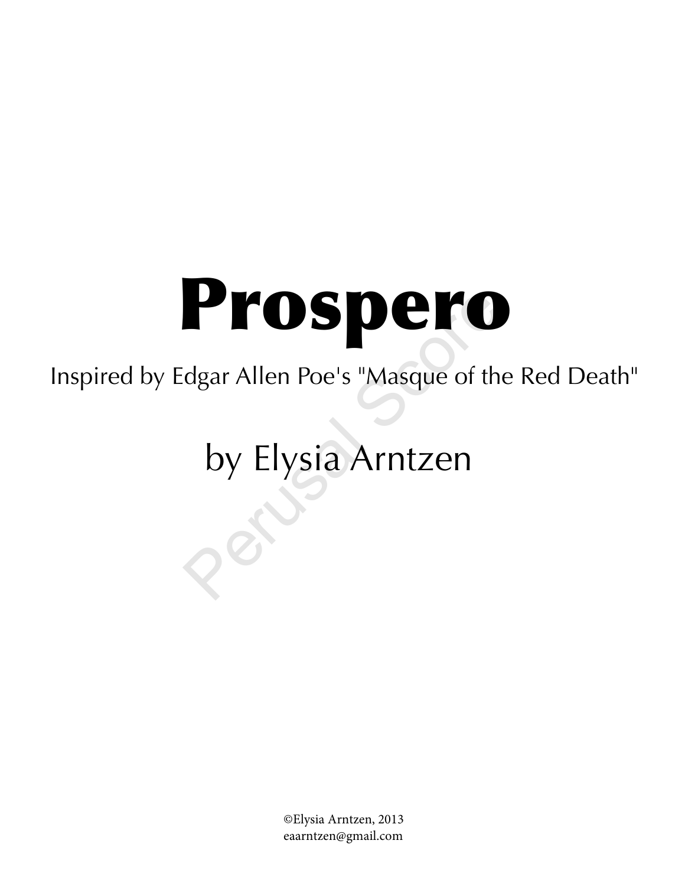# Prospero

Inspired by Edgar Allen Poe's "Masque of the Red Death"

by Elysia Arntzen

©Elysia Arntzen, 2013
eaarntzen@gmail.com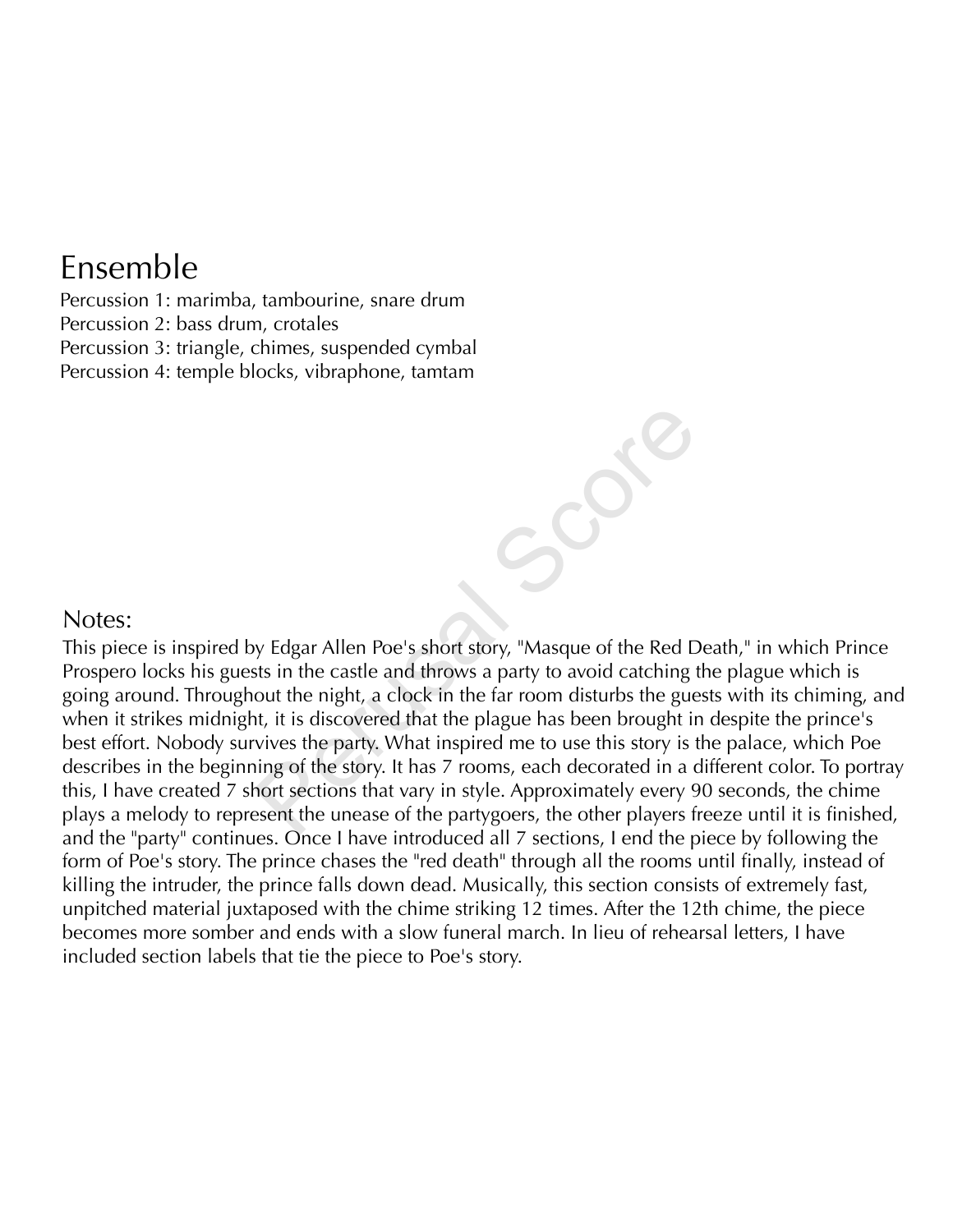## Ensemble

Percussion 1: marimba, tambourine, snare drum
Percussion 2: bass drum, crotales
Percussion 3: triangle, chimes, suspended cymbal
Percussion 4: temple blocks, vibraphone, tamtam

## Notes:

This piece is inspired by Edgar Allen Poe's short story, "Masque of the Red Death," in which Prince Prospero locks his guests in the castle and throws a party to avoid catching the plague which is going around. Throughout the night, a clock in the far room disturbs the guests with its chiming, and when it strikes midnight, it is discovered that the plague has been brought in despite the prince's best effort. Nobody survives the party. What inspired me to use this story is the palace, which Poe describes in the beginning of the story. It has 7 rooms, each decorated in a different color. To portray this, I have created 7 short sections that vary in style. Approximately every 90 seconds, the chime plays a melody to represent the unease of the partygoers, the other players freeze until it is finished, and the "party" continues. Once I have introduced all 7 sections, I end the piece by following the form of Poe's story. The prince chases the "red death" through all the rooms until finally, instead of killing the intruder, the prince falls down dead. Musically, this section consists of extremely fast, unpitched material juxtaposed with the chime striking 12 times. After the 12th chime, the piece becomes more somber and ends with a slow funeral march. In lieu of rehearsal letters, I have included section labels that tie the piece to Poe's story.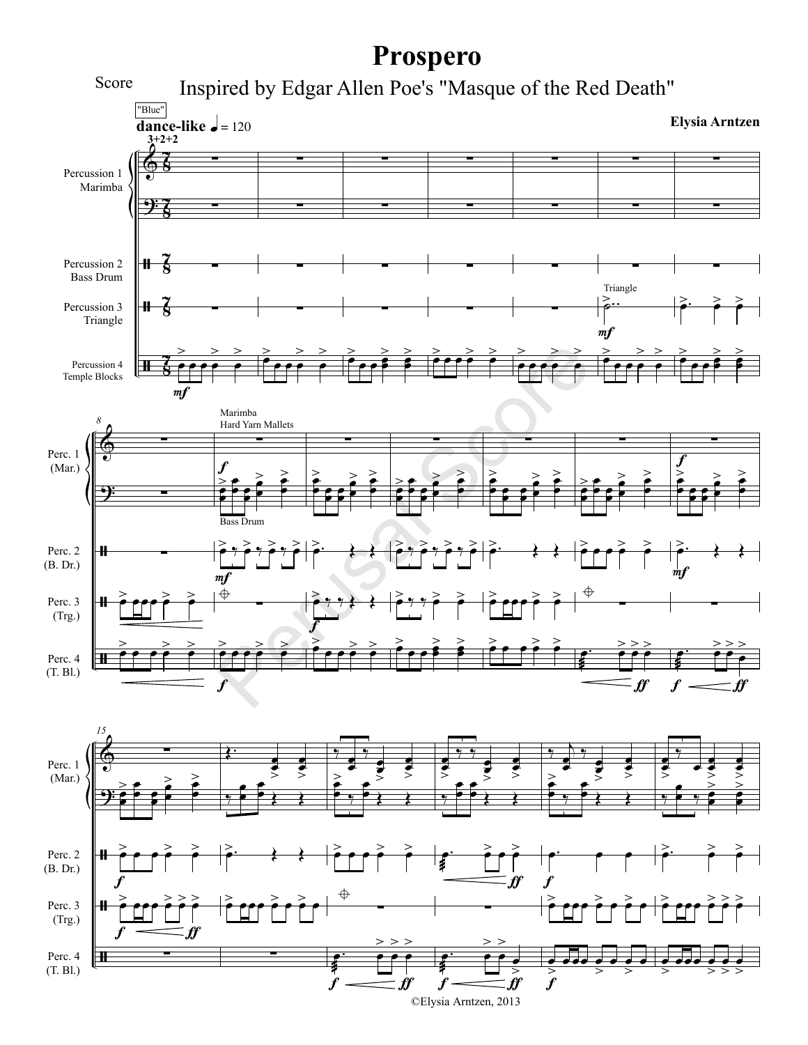# Prospero

## Inspired by Edgar Allen Poe's "Masque of the Red Death"

Score

Elysia Arntzen

"Blue"

**dance-like** ♩ = 120

3+2+2

Percussion 1 Marimba

Percussion 2 Bass Drum

Percussion 3 Triangle

Percussion 4 Temple Blocks

Triangle

Marimba
Hard Yarn Mallets

Bass Drum

Perc. 1 (Mar.)

Perc. 2 (B. Dr.)

Perc. 3 (Trg.)

Perc. 4 (T. Bl.)

Perusal Score

©Elysia Arntzen, 2013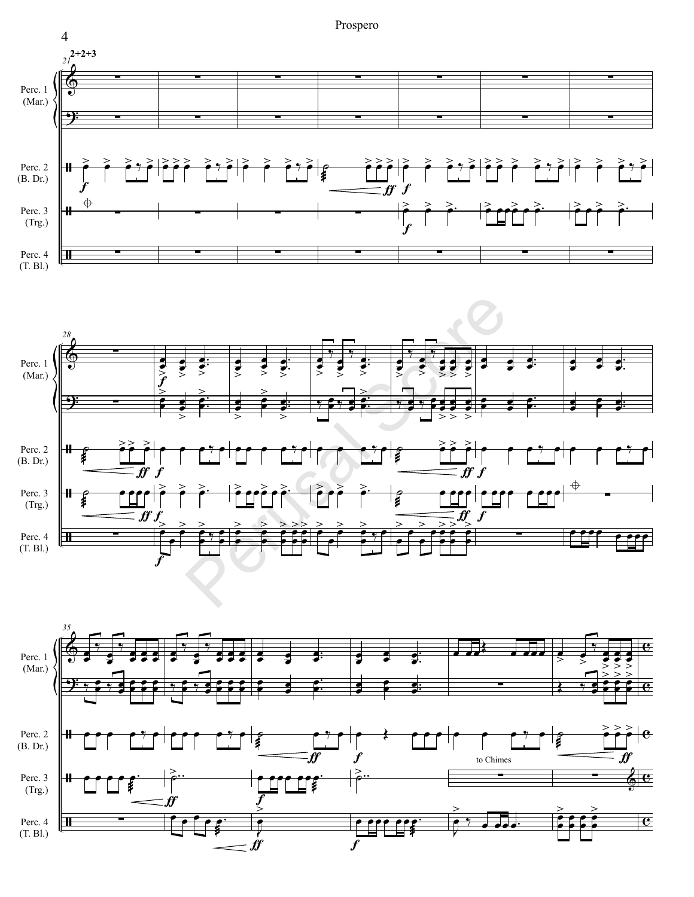2+2+3

Perc. 1 (Mar.)

Perc. 2 (B. Dr.)

Perc. 3 (Trg.)

Perc. 4 (T. Bl.)

to Chimes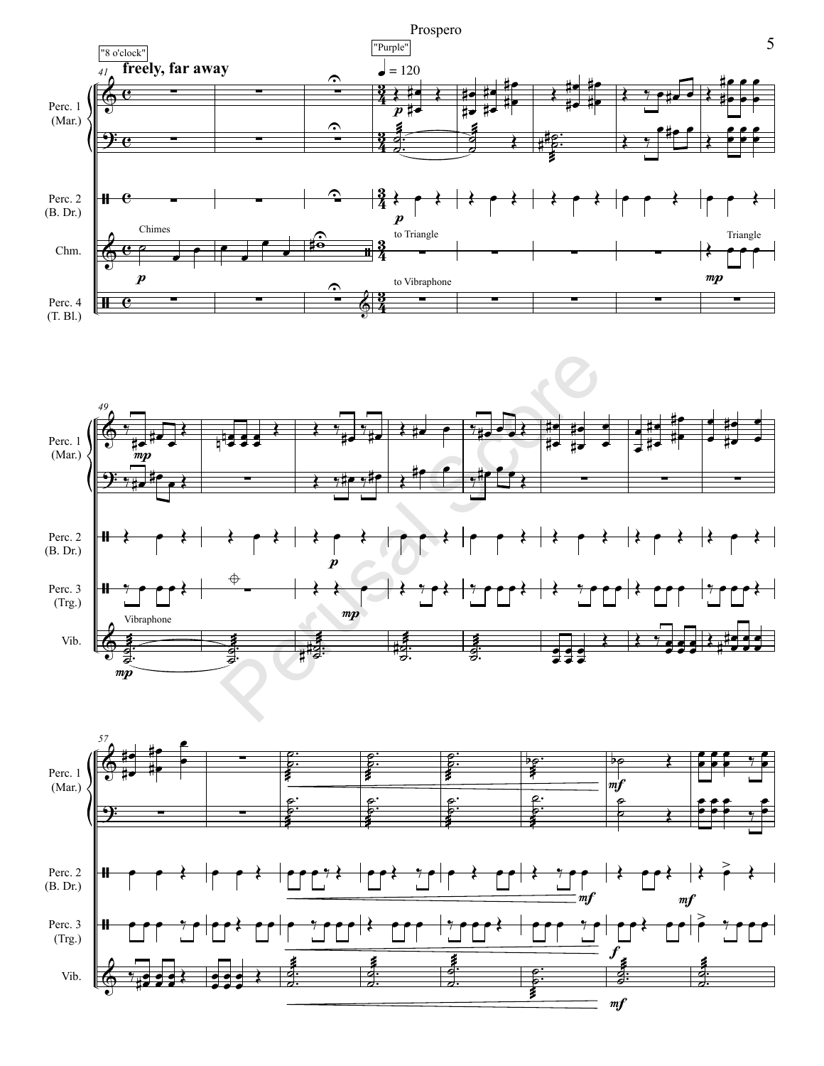"8 o'clock"

**freely, far away**

"Purple"

♩ = 120

Perc. 1 (Mar.)

Perc. 2 (B. Dr.)

Chm.

Chimes

to Triangle

Triangle

Perc. 4 (T. Bl.)

to Vibraphone

Perc. 3 (Trg.)

Vibraphone

Vib.

Perusal Score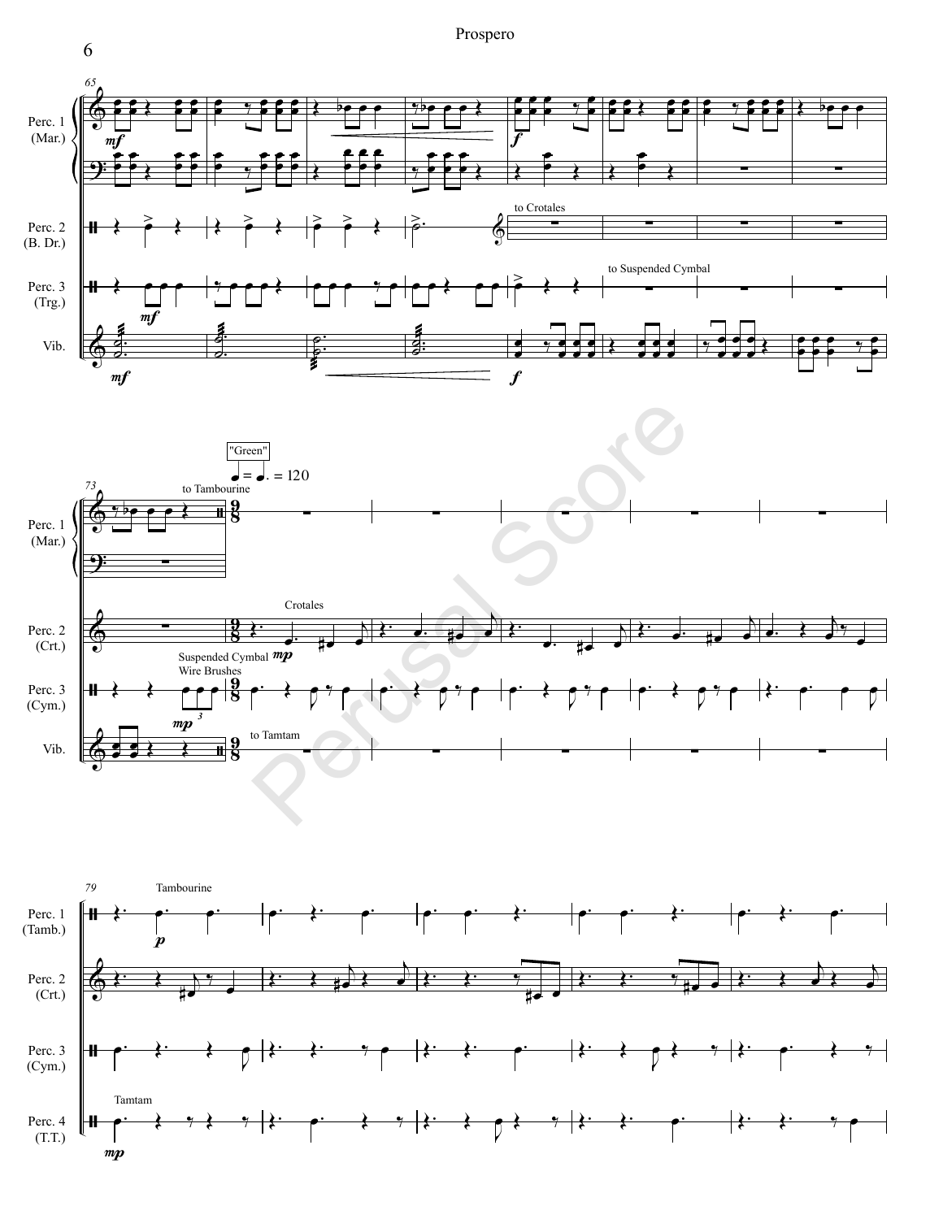Perc. 1 (Mar.)

Perc. 2 (B. Dr.)

Perc. 3 (Trg.)

Vib.

to Crotales

to Suspended Cymbal

to Tambourine

"Green"

♩ = ♩. = 120

Crotales

Suspended Cymbal
Wire Brushes

to Tamtam

Perc. 2 (Crt.)

Perc. 3 (Cym.)

Tambourine

Perc. 1 (Tamb.)

Tamtam

Perc. 4 (T.T.)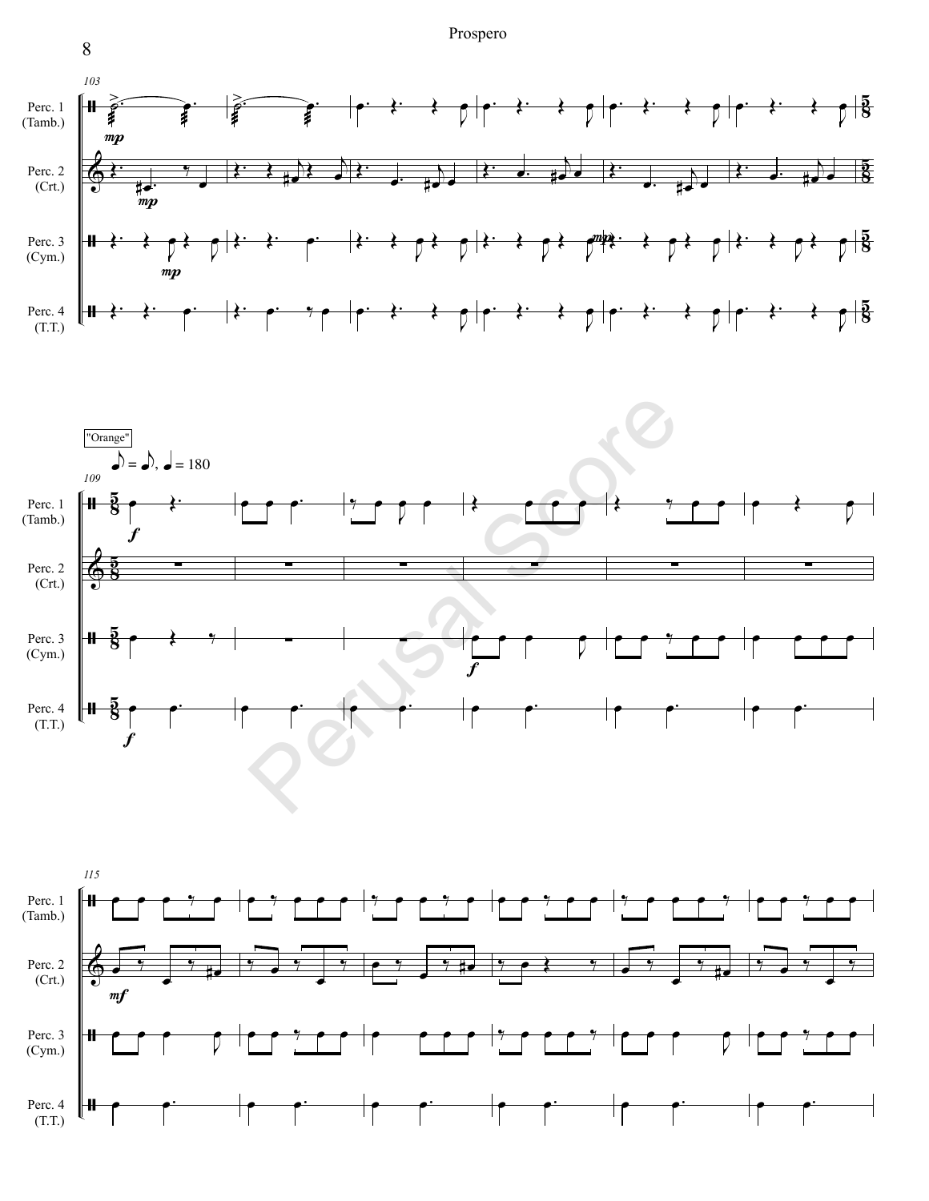Perc. 1 (Tamb.)

Perc. 2 (Crt.)

Perc. 3 (Cym.)

Perc. 4 (T.T.)

"Orange"

♪ = ♪. ♩ = 180

Perusal Score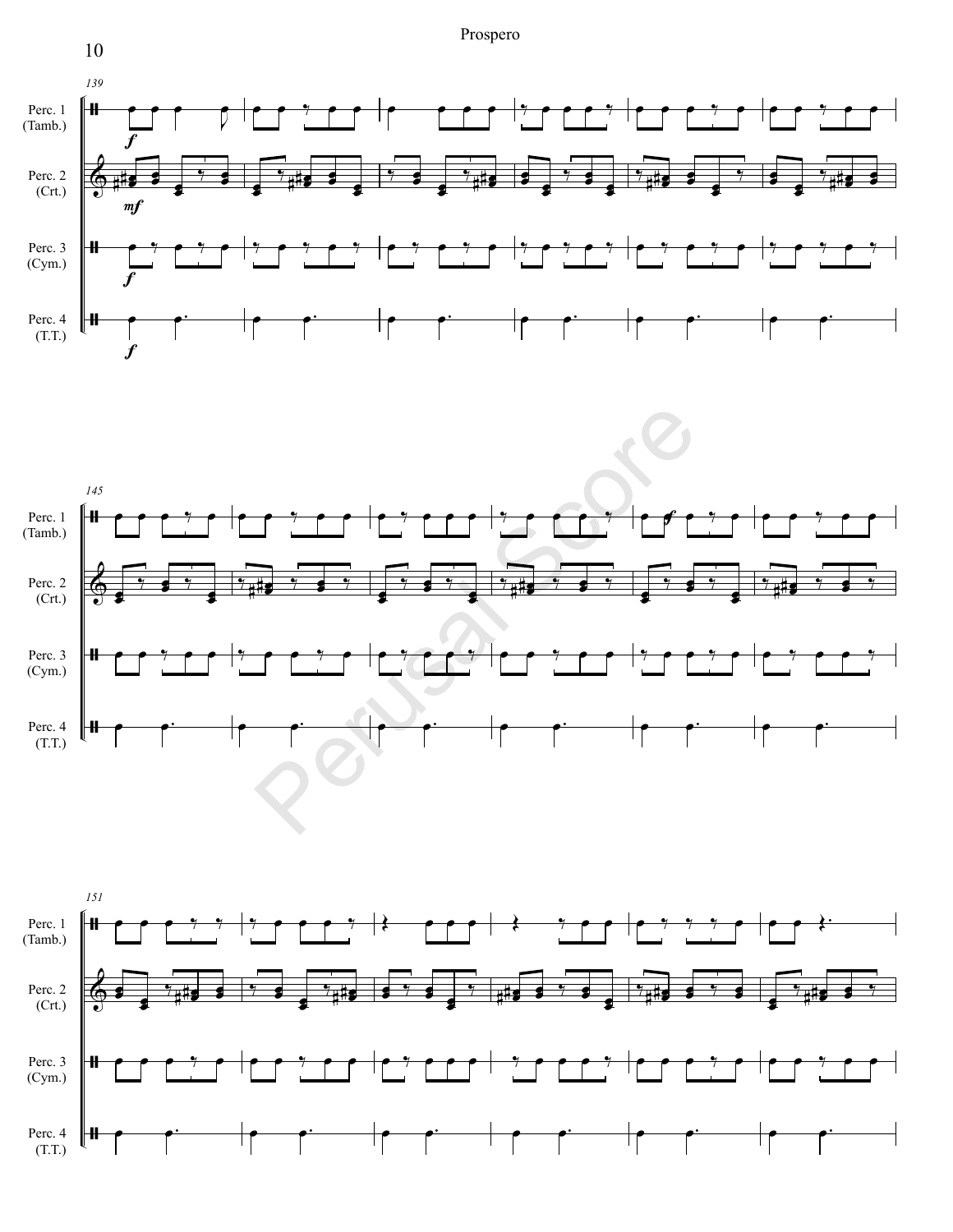Perc. 1 (Tamb.)

Perc. 2 (Crt.)

Perc. 3 (Cym.)

Perc. 4 (T.T.)

139

*f*

*mf*

*f*

*f*

145

*ff*

151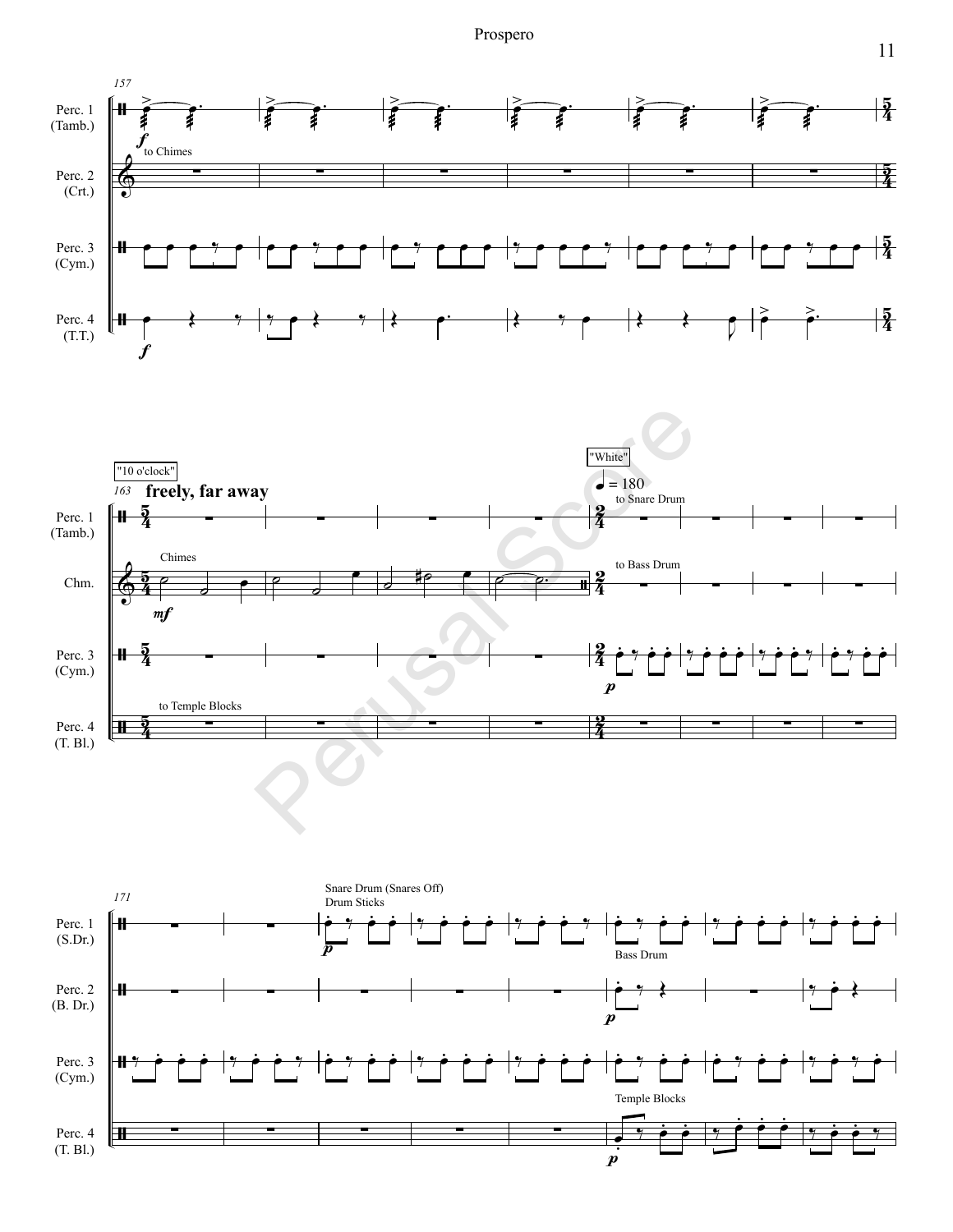157

Perc. 1 (Tamb.)

Perc. 2 (Crt.) — to Chimes

Perc. 3 (Cym.)

Perc. 4 (T.T.)

"10 o'clock"

163 **freely, far away**

Perc. 1 (Tamb.)

Chm. — Chimes

Perc. 3 (Cym.)

Perc. 4 (T. Bl.) — to Temple Blocks

"White"

♩ = 180

to Snare Drum

to Bass Drum

171

Perc. 1 (S.Dr.) — Snare Drum (Snares Off) Drum Sticks

Perc. 2 (B. Dr.) — Bass Drum

Perc. 3 (Cym.)

Perc. 4 (T. Bl.) — Temple Blocks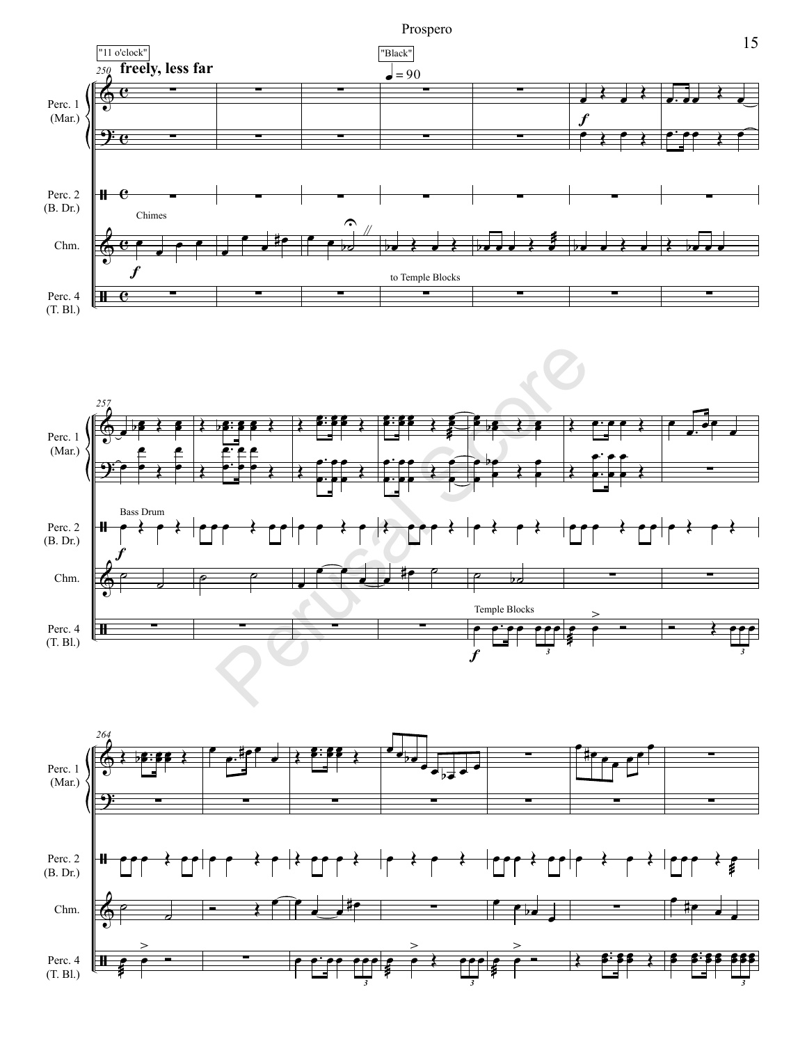"11 o'clock"

**freely, less far**

"Black"

♩ = 90

Perc. 1 (Mar.)

Perc. 2 (B. Dr.)

Chimes

Chm.

to Temple Blocks

Perc. 4 (T. Bl.)

Bass Drum

Temple Blocks

Perusal Score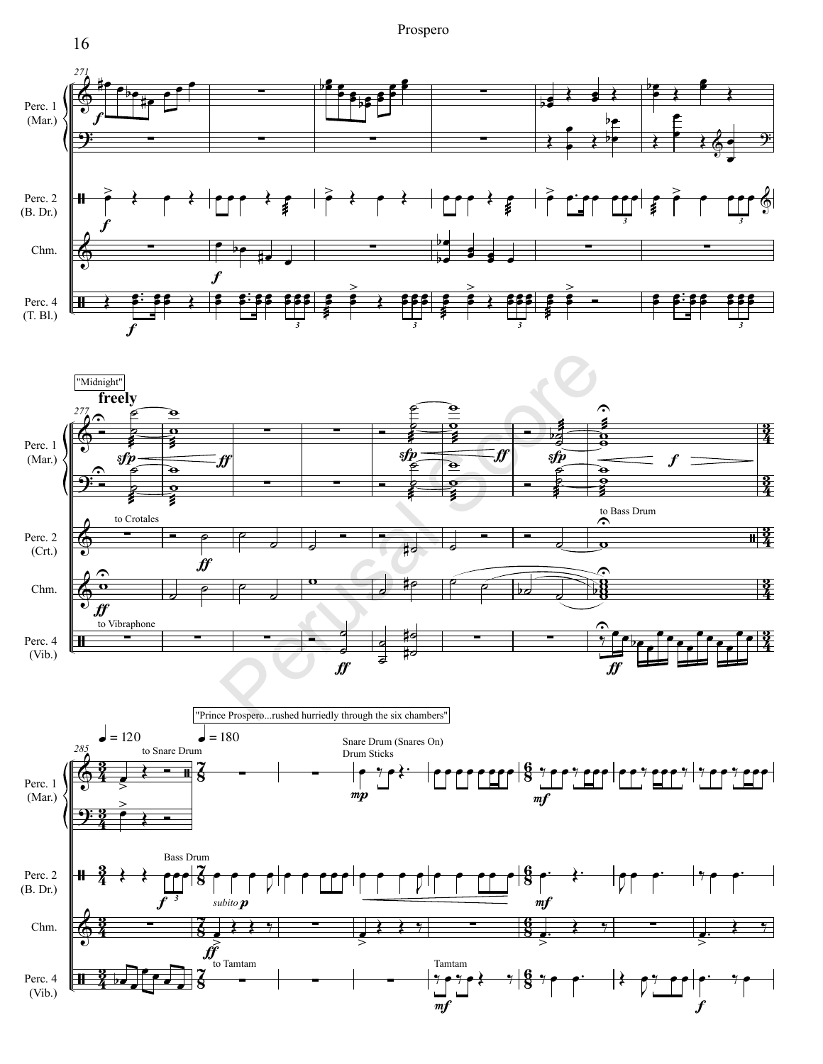"Midnight"

**freely**

"Prince Prospero...rushed hurriedly through the six chambers"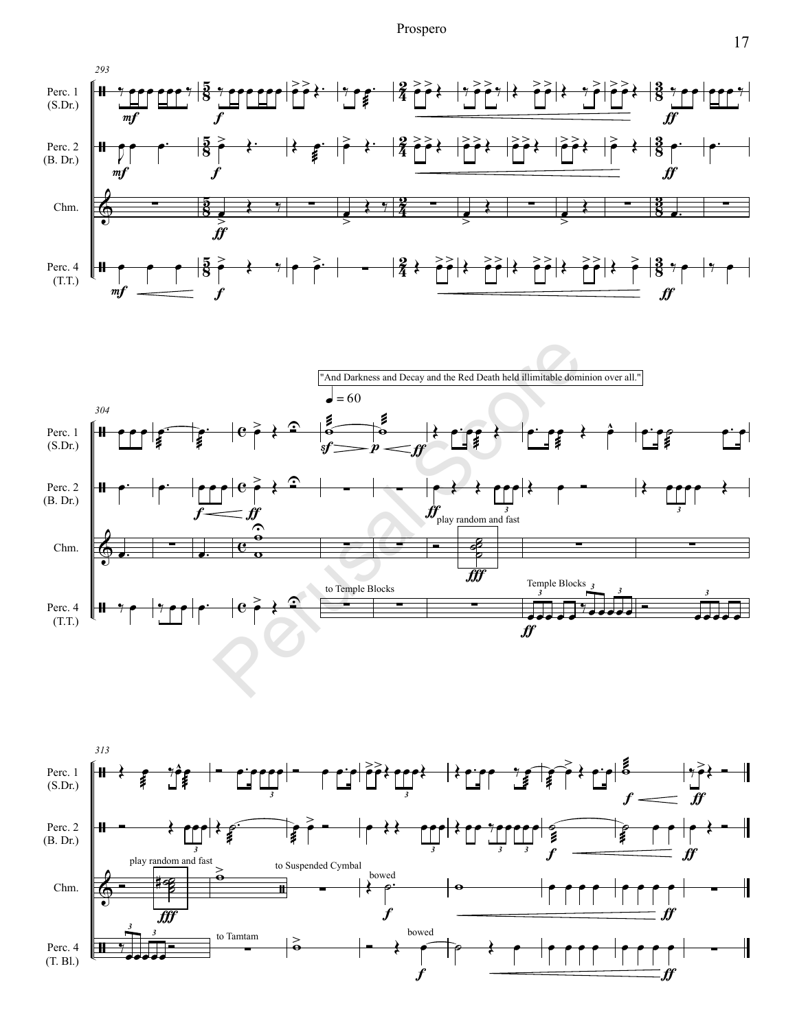"And Darkness and Decay and the Red Death held illimitable dominion over all."